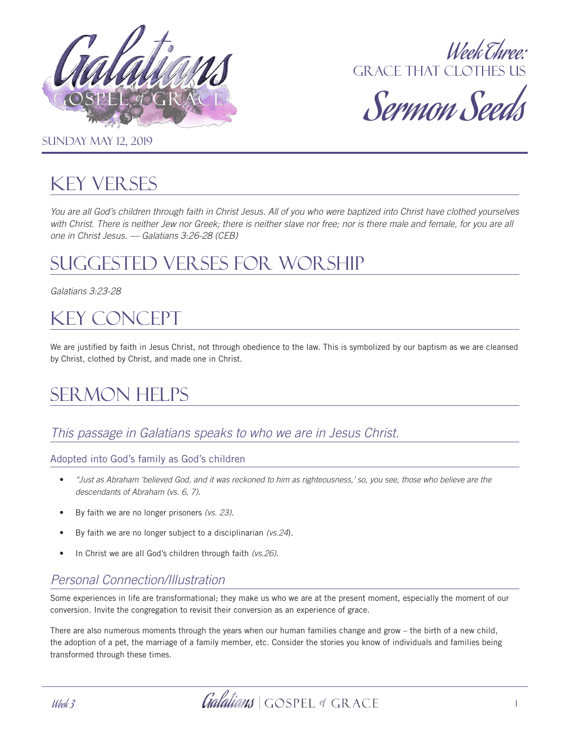# Galatians: Gospel of Grace

## Week Three: Grace That Clothes Us

## Sermon Seeds

Sunday May 12, 2019

## Key Verses

*You are all God's children through faith in Christ Jesus. All of you who were baptized into Christ have clothed yourselves with Christ. There is neither Jew nor Greek; there is neither slave nor free; nor is there male and female, for you are all one in Christ Jesus. — Galatians 3:26-28 (CEB)*

## Suggested Verses for Worship

*Galatians 3:23-28*

## Key Concept

We are justified by faith in Jesus Christ, not through obedience to the law. This is symbolized by our baptism as we are cleansed by Christ, clothed by Christ, and made one in Christ.

## Sermon Helps

### *This passage in Galatians speaks to who we are in Jesus Christ.*

#### Adopted into God's family as God's children

- *"Just as Abraham 'believed God, and it was reckoned to him as righteousness,' so, you see, those who believe are the descendants of Abraham (vs. 6, 7).*
- By faith we are no longer prisoners *(vs. 23).*
- By faith we are no longer subject to a disciplinarian *(vs.24*).
- In Christ we are all God's children through faith *(vs.26).*

### *Personal Connection/Illustration*

Some experiences in life are transformational; they make us who we are at the present moment, especially the moment of our conversion. Invite the congregation to revisit their conversion as an experience of grace.

There are also numerous moments through the years when our human families change and grow – the birth of a new child, the adoption of a pet, the marriage of a family member, etc. Consider the stories you know of individuals and families being transformed through these times.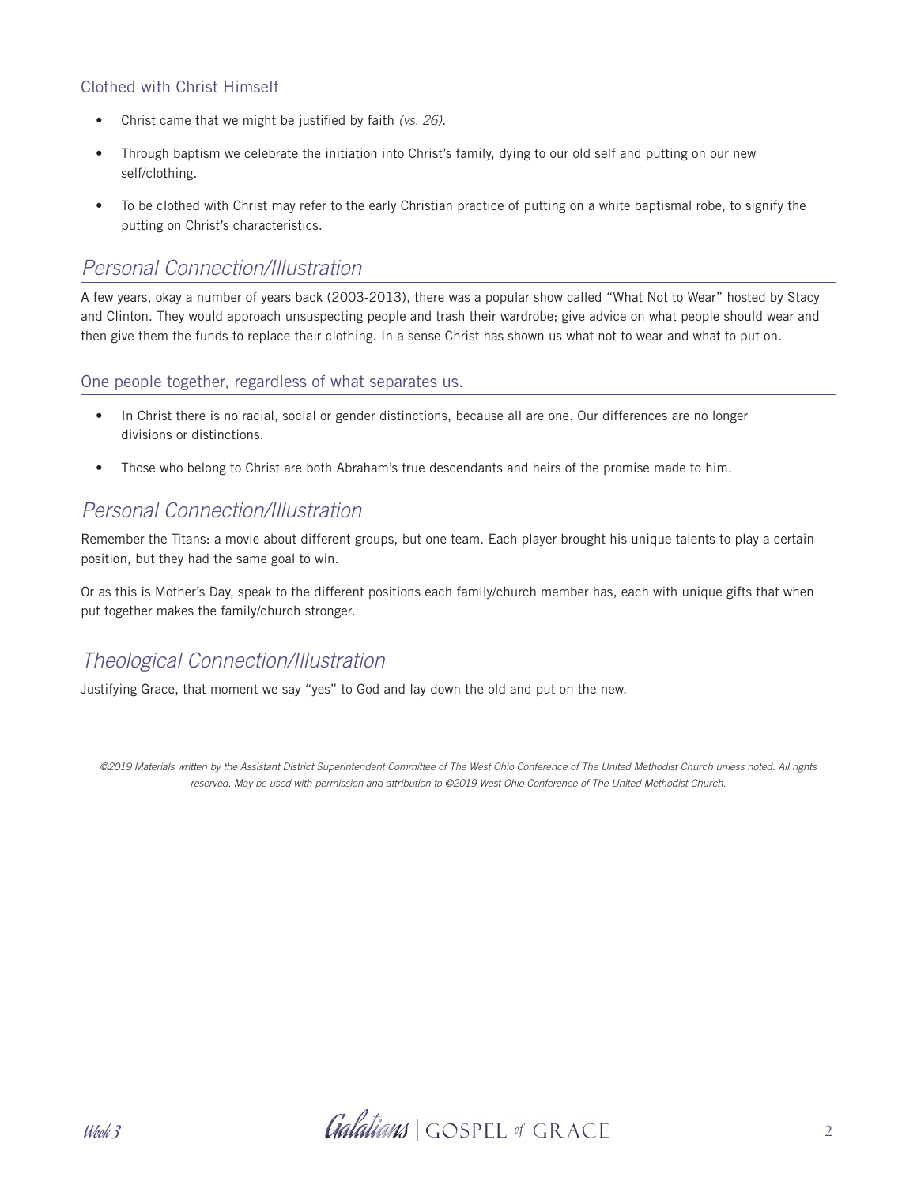### Clothed with Christ Himself

- Christ came that we might be justified by faith *(vs. 26)*.
- Through baptism we celebrate the initiation into Christ's family, dying to our old self and putting on our new self/clothing.
- To be clothed with Christ may refer to the early Christian practice of putting on a white baptismal robe, to signify the putting on Christ's characteristics.

## *Personal Connection/Illustration*

A few years, okay a number of years back (2003-2013), there was a popular show called "What Not to Wear" hosted by Stacy and Clinton. They would approach unsuspecting people and trash their wardrobe; give advice on what people should wear and then give them the funds to replace their clothing. In a sense Christ has shown us what not to wear and what to put on.

### One people together, regardless of what separates us.

- In Christ there is no racial, social or gender distinctions, because all are one. Our differences are no longer divisions or distinctions.
- Those who belong to Christ are both Abraham's true descendants and heirs of the promise made to him.

## *Personal Connection/Illustration*

Remember the Titans: a movie about different groups, but one team. Each player brought his unique talents to play a certain position, but they had the same goal to win.

Or as this is Mother's Day, speak to the different positions each family/church member has, each with unique gifts that when put together makes the family/church stronger.

## *Theological Connection/Illustration*

Justifying Grace, that moment we say "yes" to God and lay down the old and put on the new.

*©2019 Materials written by the Assistant District Superintendent Committee of The West Ohio Conference of The United Methodist Church unless noted. All rights reserved. May be used with permission and attribution to ©2019 West Ohio Conference of The United Methodist Church.*